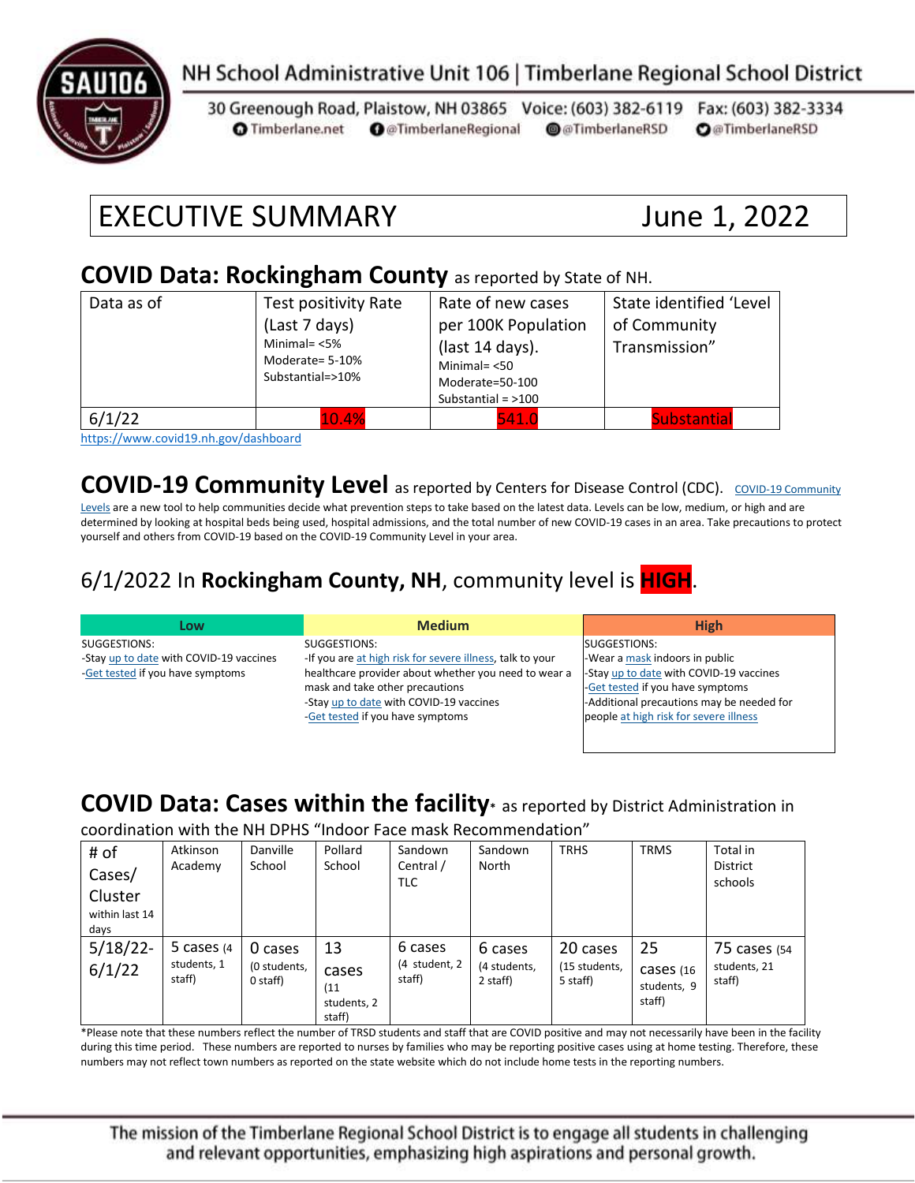NH School Administrative Unit 106 | Timberlane Regional School District

30 Greenough Road, Plaistow, NH 03865 Voice: (603) 382-6119 Fax: (603) 382-3334

Timberlane.net @TimberlaneRegional @TimberlaneRSD @TimberlaneRSD

# EXECUTIVE SUMMARY June 1, 2022

## COVID Data: Rockingham County as reported by State of NH.

| Data as of | Test positivity Rate (Last 7 days) Minimal= <5% Moderate= 5-10% Substantial=>10% | Rate of new cases per 100K Population (last 14 days). Minimal= <50 Moderate=50-100 Substantial = >100 | State identified 'Level of Community Transmission" |
|---|---|---|---|
| 6/1/22 | 10.4% | 541.0 | Substantial |

https://www.covid19.nh.gov/dashboard

## COVID-19 Community Level as reported by Centers for Disease Control (CDC).

COVID-19 Community Levels are a new tool to help communities decide what prevention steps to take based on the latest data. Levels can be low, medium, or high and are determined by looking at hospital beds being used, hospital admissions, and the total number of new COVID-19 cases in an area. Take precautions to protect yourself and others from COVID-19 based on the COVID-19 Community Level in your area.

### 6/1/2022 In **Rockingham County, NH**, community level is **HIGH**.

| Low | Medium | High |
|---|---|---|
| SUGGESTIONS:<br>-Stay up to date with COVID-19 vaccines<br>-Get tested if you have symptoms | SUGGESTIONS:<br>-If you are at high risk for severe illness, talk to your healthcare provider about whether you need to wear a mask and take other precautions<br>-Stay up to date with COVID-19 vaccines<br>-Get tested if you have symptoms | SUGGESTIONS:<br>-Wear a mask indoors in public<br>-Stay up to date with COVID-19 vaccines<br>-Get tested if you have symptoms<br>-Additional precautions may be needed for people at high risk for severe illness |

## COVID Data: Cases within the facility* as reported by District Administration in coordination with the NH DPHS "Indoor Face mask Recommendation"

| # of Cases/ Cluster within last 14 days | Atkinson Academy | Danville School | Pollard School | Sandown Central / TLC | Sandown North | TRHS | TRMS | Total in District schools |
|---|---|---|---|---|---|---|---|---|
| 5/18/22-6/1/22 | 5 cases (4 students, 1 staff) | 0 cases (0 students, 0 staff) | 13 cases (11 students, 2 staff) | 6 cases (4 student, 2 staff) | 6 cases (4 students, 2 staff) | 20 cases (15 students, 5 staff) | 25 cases (16 students, 9 staff) | 75 cases (54 students, 21 staff) |

*Please note that these numbers reflect the number of TRSD students and staff that are COVID positive and may not necessarily have been in the facility during this time period. These numbers are reported to nurses by families who may be reporting positive cases using at home testing. Therefore, these numbers may not reflect town numbers as reported on the state website which do not include home tests in the reporting numbers.

The mission of the Timberlane Regional School District is to engage all students in challenging and relevant opportunities, emphasizing high aspirations and personal growth.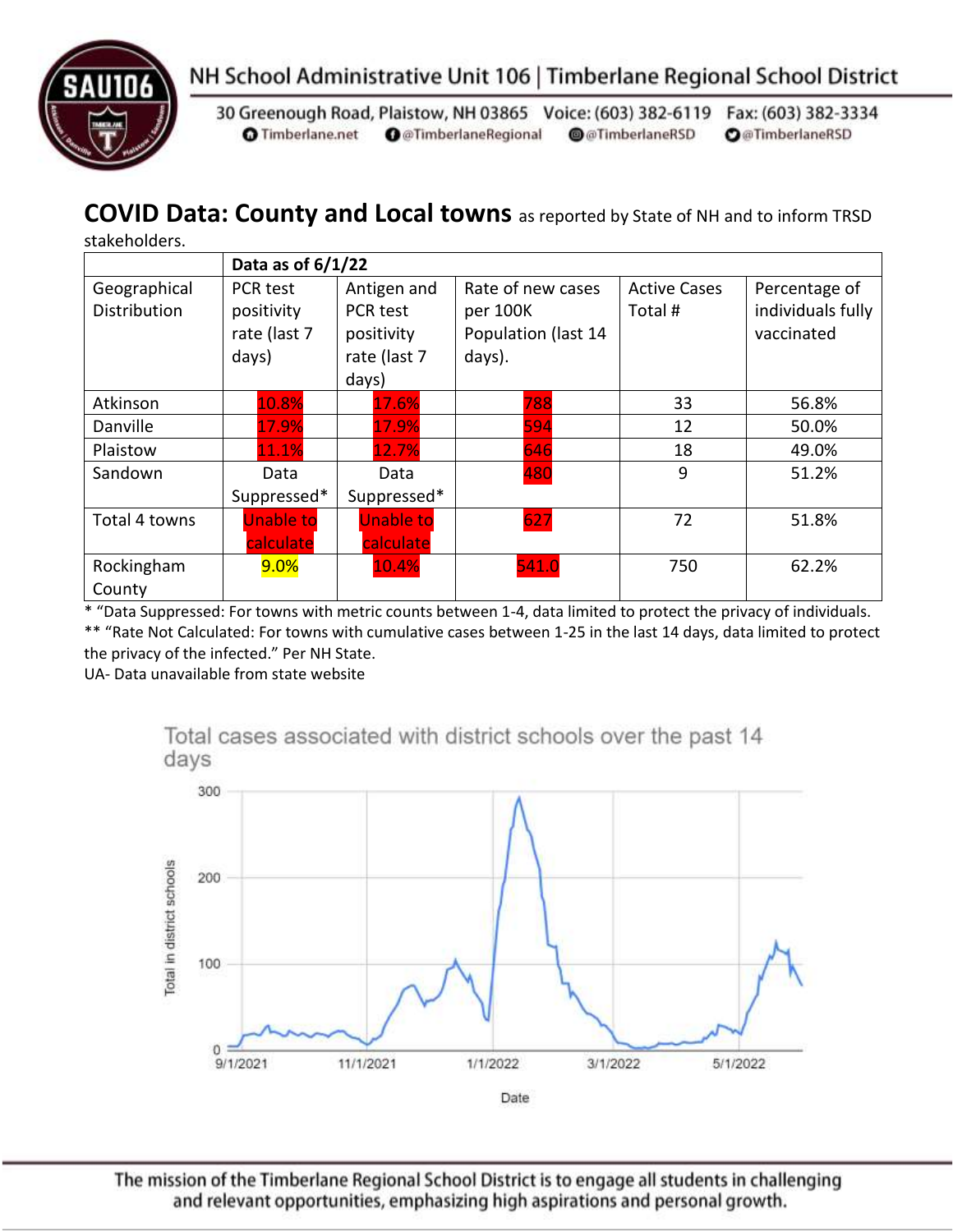NH School Administrative Unit 106 | Timberlane Regional School District

30 Greenough Road, Plaistow, NH 03865 Voice: (603) 382-6119 Fax: (603) 382-3334
Timberlane.net @TimberlaneRegional @TimberlaneRSD @TimberlaneRSD

## COVID Data: County and Local towns as reported by State of NH and to inform TRSD stakeholders.

| | Data as of 6/1/22 | | | | |
|---|---|---|---|---|---|
| Geographical Distribution | PCR test positivity rate (last 7 days) | Antigen and PCR test positivity rate (last 7 days) | Rate of new cases per 100K Population (last 14 days). | Active Cases Total # | Percentage of individuals fully vaccinated |
| Atkinson | 10.8% | 17.6% | 788 | 33 | 56.8% |
| Danville | 17.9% | 17.9% | 594 | 12 | 50.0% |
| Plaistow | 11.1% | 12.7% | 646 | 18 | 49.0% |
| Sandown | Data Suppressed* | Data Suppressed* | 480 | 9 | 51.2% |
| Total 4 towns | Unable to calculate | Unable to calculate | 627 | 72 | 51.8% |
| Rockingham County | 9.0% | 10.4% | 541.0 | 750 | 62.2% |

* "Data Suppressed: For towns with metric counts between 1-4, data limited to protect the privacy of individuals.
** "Rate Not Calculated: For towns with cumulative cases between 1-25 in the last 14 days, data limited to protect the privacy of the infected." Per NH State.
UA- Data unavailable from state website

Total cases associated with district schools over the past 14 days

The mission of the Timberlane Regional School District is to engage all students in challenging and relevant opportunities, emphasizing high aspirations and personal growth.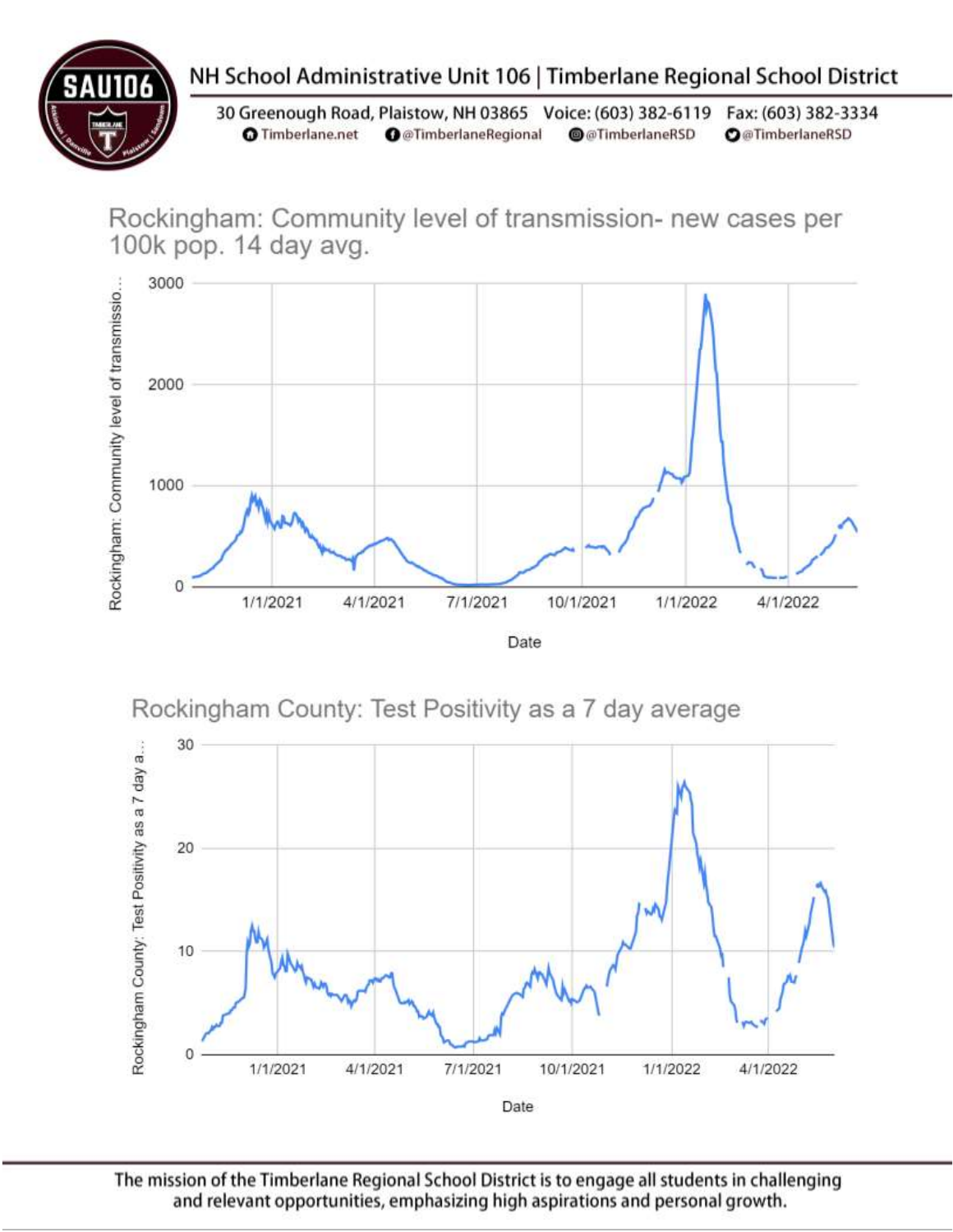## Rockingham: Community level of transmission- new cases per 100k pop. 14 day avg.

## Rockingham County: Test Positivity as a 7 day average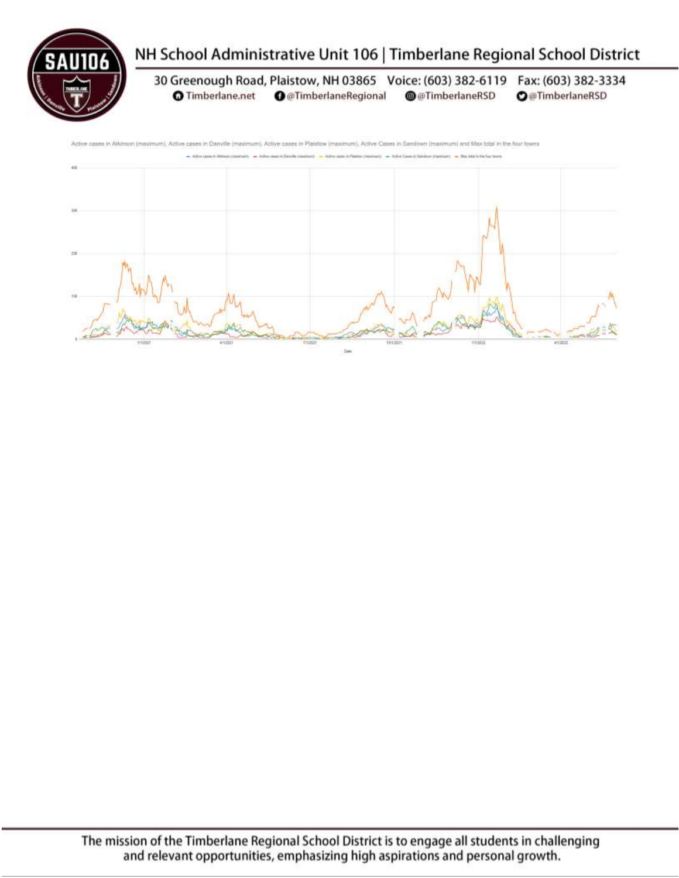Active cases in Atkinson (maximum), Active cases in Danville (maximum), Active cases in Plaistow (maximum), Active Cases in Sandown (maximum) and Max total in the four towns

Active cases in Atkinson (maximum) — Active cases in Danville (maximum) — Active cases in Plaistow (maximum) — Active Cases in Sandown (maximum) — Max total in the four towns

400

300

200

100

0

1/1/2021 4/1/2021 7/1/2021 10/1/2021 1/1/2022 4/1/2022

Date